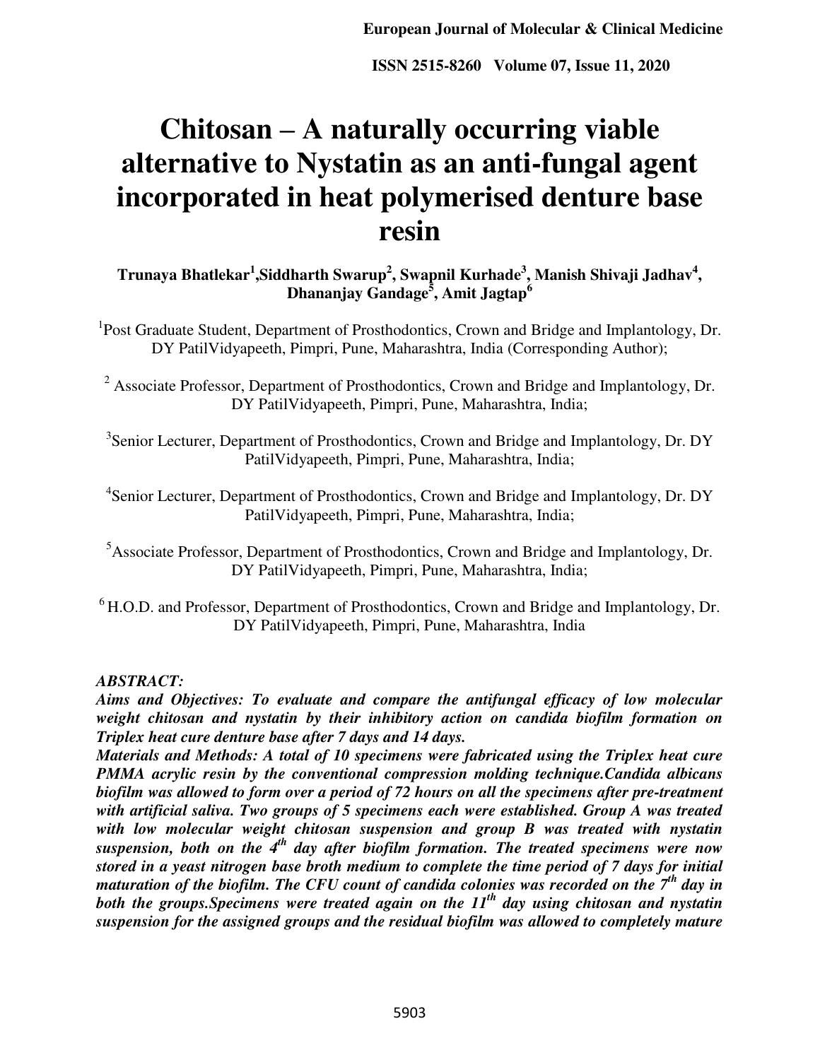# Chitosan – A naturally occurring viable alternative to Nystatin as an anti-fungal agent incorporated in heat polymerised denture base resin

**Trunaya Bhatlekar[1], Siddharth Swarup[2], Swapnil Kurhade[3], Manish Shivaji Jadhav[4], Dhananjay Gandage[5], Amit Jagtap[6]**

[1]Post Graduate Student, Department of Prosthodontics, Crown and Bridge and Implantology, Dr. DY PatilVidyapeeth, Pimpri, Pune, Maharashtra, India (Corresponding Author);

[2] Associate Professor, Department of Prosthodontics, Crown and Bridge and Implantology, Dr. DY PatilVidyapeeth, Pimpri, Pune, Maharashtra, India;

[3]Senior Lecturer, Department of Prosthodontics, Crown and Bridge and Implantology, Dr. DY PatilVidyapeeth, Pimpri, Pune, Maharashtra, India;

[4]Senior Lecturer, Department of Prosthodontics, Crown and Bridge and Implantology, Dr. DY PatilVidyapeeth, Pimpri, Pune, Maharashtra, India;

[5]Associate Professor, Department of Prosthodontics, Crown and Bridge and Implantology, Dr. DY PatilVidyapeeth, Pimpri, Pune, Maharashtra, India;

[6] H.O.D. and Professor, Department of Prosthodontics, Crown and Bridge and Implantology, Dr. DY PatilVidyapeeth, Pimpri, Pune, Maharashtra, India

***ABSTRACT:***

***Aims and Objectives: To evaluate and compare the antifungal efficacy of low molecular weight chitosan and nystatin by their inhibitory action on candida biofilm formation on Triplex heat cure denture base after 7 days and 14 days.***

***Materials and Methods: A total of 10 specimens were fabricated using the Triplex heat cure PMMA acrylic resin by the conventional compression molding technique.Candida albicans biofilm was allowed to form over a period of 72 hours on all the specimens after pre-treatment with artificial saliva. Two groups of 5 specimens each were established. Group A was treated with low molecular weight chitosan suspension and group B was treated with nystatin suspension, both on the 4$^{th}$ day after biofilm formation. The treated specimens were now stored in a yeast nitrogen base broth medium to complete the time period of 7 days for initial maturation of the biofilm. The CFU count of candida colonies was recorded on the 7$^{th}$ day in both the groups.Specimens were treated again on the 11$^{th}$ day using chitosan and nystatin suspension for the assigned groups and the residual biofilm was allowed to completely mature***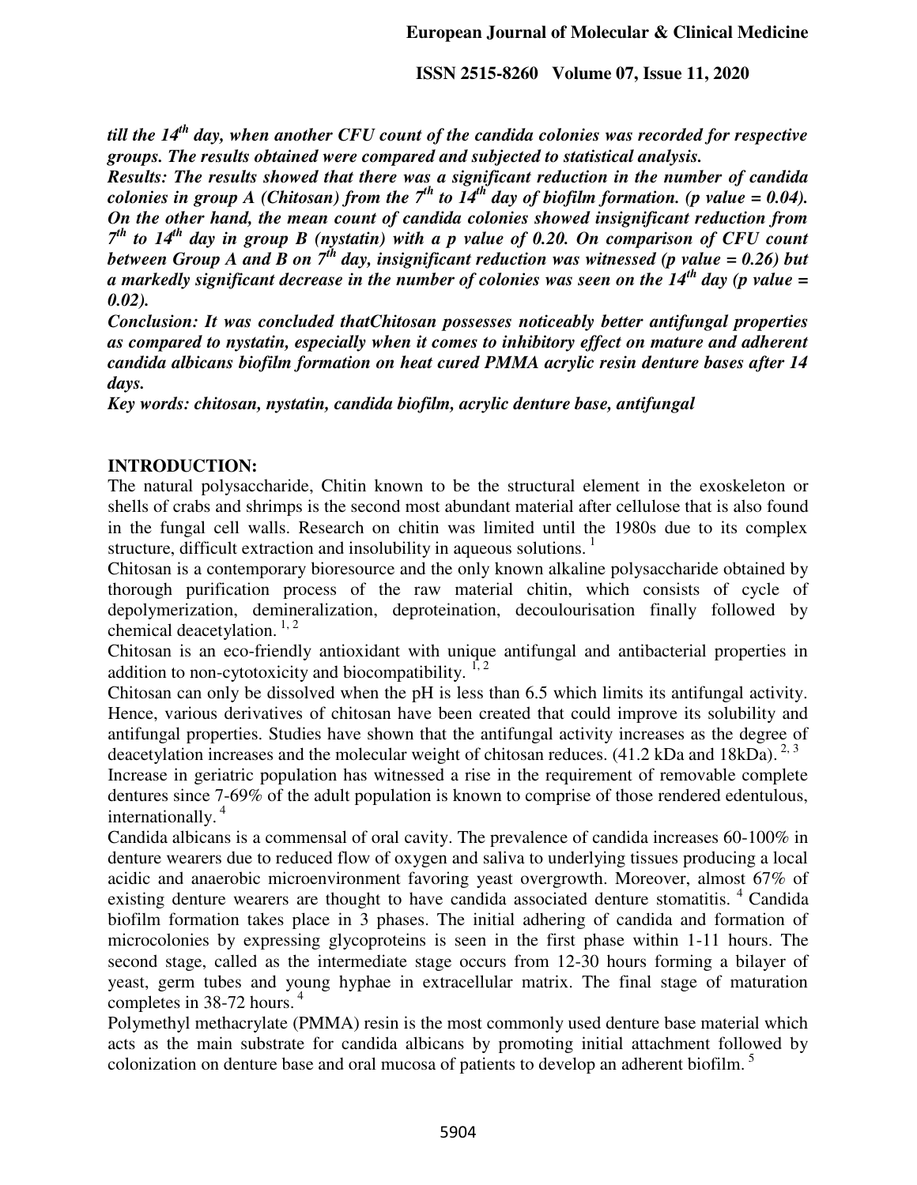***till the 14th day, when another CFU count of the candida colonies was recorded for respective groups. The results obtained were compared and subjected to statistical analysis.***

***Results: The results showed that there was a significant reduction in the number of candida colonies in group A (Chitosan) from the 7th to 14th day of biofilm formation. (p value = 0.04). On the other hand, the mean count of candida colonies showed insignificant reduction from 7th to 14th day in group B (nystatin) with a p value of 0.20. On comparison of CFU count between Group A and B on 7th day, insignificant reduction was witnessed (p value = 0.26) but a markedly significant decrease in the number of colonies was seen on the 14th day (p value = 0.02).***

***Conclusion: It was concluded thatChitosan possesses noticeably better antifungal properties as compared to nystatin, especially when it comes to inhibitory effect on mature and adherent candida albicans biofilm formation on heat cured PMMA acrylic resin denture bases after 14 days.***

***Key words: chitosan, nystatin, candida biofilm, acrylic denture base, antifungal***

## INTRODUCTION:

The natural polysaccharide, Chitin known to be the structural element in the exoskeleton or shells of crabs and shrimps is the second most abundant material after cellulose that is also found in the fungal cell walls. Research on chitin was limited until the 1980s due to its complex structure, difficult extraction and insolubility in aqueous solutions. [1]

Chitosan is a contemporary bioresource and the only known alkaline polysaccharide obtained by thorough purification process of the raw material chitin, which consists of cycle of depolymerization, demineralization, deproteination, decoulourisation finally followed by chemical deacetylation. [1, 2]

Chitosan is an eco-friendly antioxidant with unique antifungal and antibacterial properties in addition to non-cytotoxicity and biocompatibility. [1, 2]

Chitosan can only be dissolved when the pH is less than 6.5 which limits its antifungal activity. Hence, various derivatives of chitosan have been created that could improve its solubility and antifungal properties. Studies have shown that the antifungal activity increases as the degree of deacetylation increases and the molecular weight of chitosan reduces. (41.2 kDa and 18kDa). [2, 3]

Increase in geriatric population has witnessed a rise in the requirement of removable complete dentures since 7-69% of the adult population is known to comprise of those rendered edentulous, internationally. [4]

Candida albicans is a commensal of oral cavity. The prevalence of candida increases 60-100% in denture wearers due to reduced flow of oxygen and saliva to underlying tissues producing a local acidic and anaerobic microenvironment favoring yeast overgrowth. Moreover, almost 67% of existing denture wearers are thought to have candida associated denture stomatitis. [4] Candida biofilm formation takes place in 3 phases. The initial adhering of candida and formation of microcolonies by expressing glycoproteins is seen in the first phase within 1-11 hours. The second stage, called as the intermediate stage occurs from 12-30 hours forming a bilayer of yeast, germ tubes and young hyphae in extracellular matrix. The final stage of maturation completes in 38-72 hours. [4]

Polymethyl methacrylate (PMMA) resin is the most commonly used denture base material which acts as the main substrate for candida albicans by promoting initial attachment followed by colonization on denture base and oral mucosa of patients to develop an adherent biofilm. [5]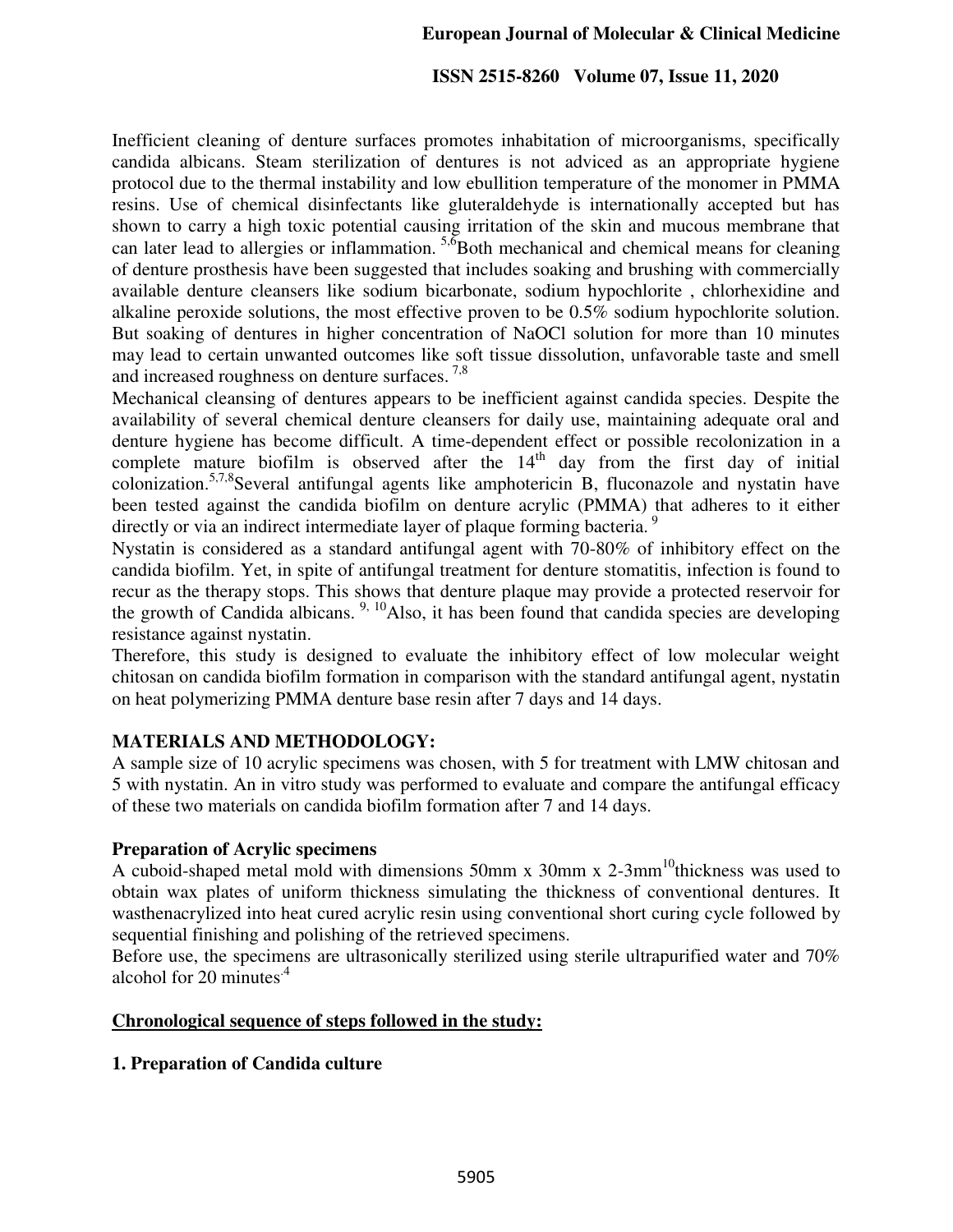Inefficient cleaning of denture surfaces promotes inhabitation of microorganisms, specifically candida albicans. Steam sterilization of dentures is not adviced as an appropriate hygiene protocol due to the thermal instability and low ebullition temperature of the monomer in PMMA resins. Use of chemical disinfectants like gluteraldehyde is internationally accepted but has shown to carry a high toxic potential causing irritation of the skin and mucous membrane that can later lead to allergies or inflammation. [5,6]Both mechanical and chemical means for cleaning of denture prosthesis have been suggested that includes soaking and brushing with commercially available denture cleansers like sodium bicarbonate, sodium hypochlorite , chlorhexidine and alkaline peroxide solutions, the most effective proven to be 0.5% sodium hypochlorite solution. But soaking of dentures in higher concentration of NaOCl solution for more than 10 minutes may lead to certain unwanted outcomes like soft tissue dissolution, unfavorable taste and smell and increased roughness on denture surfaces. [7,8]

Mechanical cleansing of dentures appears to be inefficient against candida species. Despite the availability of several chemical denture cleansers for daily use, maintaining adequate oral and denture hygiene has become difficult. A time-dependent effect or possible recolonization in a complete mature biofilm is observed after the 14th day from the first day of initial colonization.[5,7,8]Several antifungal agents like amphotericin B, fluconazole and nystatin have been tested against the candida biofilm on denture acrylic (PMMA) that adheres to it either directly or via an indirect intermediate layer of plaque forming bacteria. [9]

Nystatin is considered as a standard antifungal agent with 70-80% of inhibitory effect on the candida biofilm. Yet, in spite of antifungal treatment for denture stomatitis, infection is found to recur as the therapy stops. This shows that denture plaque may provide a protected reservoir for the growth of Candida albicans. [9, 10]Also, it has been found that candida species are developing resistance against nystatin.

Therefore, this study is designed to evaluate the inhibitory effect of low molecular weight chitosan on candida biofilm formation in comparison with the standard antifungal agent, nystatin on heat polymerizing PMMA denture base resin after 7 days and 14 days.

## MATERIALS AND METHODOLOGY:

A sample size of 10 acrylic specimens was chosen, with 5 for treatment with LMW chitosan and 5 with nystatin. An in vitro study was performed to evaluate and compare the antifungal efficacy of these two materials on candida biofilm formation after 7 and 14 days.

### Preparation of Acrylic specimens

A cuboid-shaped metal mold with dimensions 50mm x 30mm x 2-3mm[10]thickness was used to obtain wax plates of uniform thickness simulating the thickness of conventional dentures. It wasthenacrylized into heat cured acrylic resin using conventional short curing cycle followed by sequential finishing and polishing of the retrieved specimens.

Before use, the specimens are ultrasonically sterilized using sterile ultrapurified water and 70% alcohol for 20 minutes.[4]

### Chronological sequence of steps followed in the study:

### 1. Preparation of Candida culture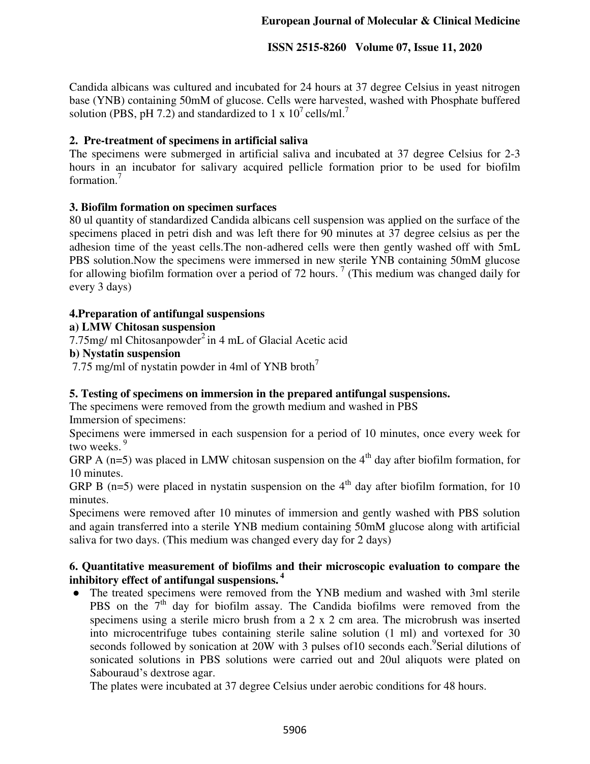Candida albicans was cultured and incubated for 24 hours at 37 degree Celsius in yeast nitrogen base (YNB) containing 50mM of glucose. Cells were harvested, washed with Phosphate buffered solution (PBS, pH 7.2) and standardized to 1 x $10^7$ cells/ml.[7]

**2. Pre-treatment of specimens in artificial saliva**

The specimens were submerged in artificial saliva and incubated at 37 degree Celsius for 2-3 hours in an incubator for salivary acquired pellicle formation prior to be used for biofilm formation.[7]

**3. Biofilm formation on specimen surfaces**

80 ul quantity of standardized Candida albicans cell suspension was applied on the surface of the specimens placed in petri dish and was left there for 90 minutes at 37 degree celsius as per the adhesion time of the yeast cells.The non-adhered cells were then gently washed off with 5mL PBS solution.Now the specimens were immersed in new sterile YNB containing 50mM glucose for allowing biofilm formation over a period of 72 hours. [7] (This medium was changed daily for every 3 days)

**4.Preparation of antifungal suspensions**

**a) LMW Chitosan suspension**

7.75mg/ ml Chitosanpowder[2] in 4 mL of Glacial Acetic acid

**b) Nystatin suspension**

7.75 mg/ml of nystatin powder in 4ml of YNB broth[7]

**5. Testing of specimens on immersion in the prepared antifungal suspensions.**

The specimens were removed from the growth medium and washed in PBS

Immersion of specimens:

Specimens were immersed in each suspension for a period of 10 minutes, once every week for two weeks. [9]

GRP A (n=5) was placed in LMW chitosan suspension on the $4^{th}$ day after biofilm formation, for 10 minutes.

GRP B (n=5) were placed in nystatin suspension on the $4^{th}$ day after biofilm formation, for 10 minutes.

Specimens were removed after 10 minutes of immersion and gently washed with PBS solution and again transferred into a sterile YNB medium containing 50mM glucose along with artificial saliva for two days. (This medium was changed every day for 2 days)

**6. Quantitative measurement of biofilms and their microscopic evaluation to compare the inhibitory effect of antifungal suspensions. [4]**

- The treated specimens were removed from the YNB medium and washed with 3ml sterile PBS on the $7^{th}$ day for biofilm assay. The Candida biofilms were removed from the specimens using a sterile micro brush from a 2 x 2 cm area. The microbrush was inserted into microcentrifuge tubes containing sterile saline solution (1 ml) and vortexed for 30 seconds followed by sonication at 20W with 3 pulses of10 seconds each.[9]Serial dilutions of sonicated solutions in PBS solutions were carried out and 20ul aliquots were plated on Sabouraud's dextrose agar.

  The plates were incubated at 37 degree Celsius under aerobic conditions for 48 hours.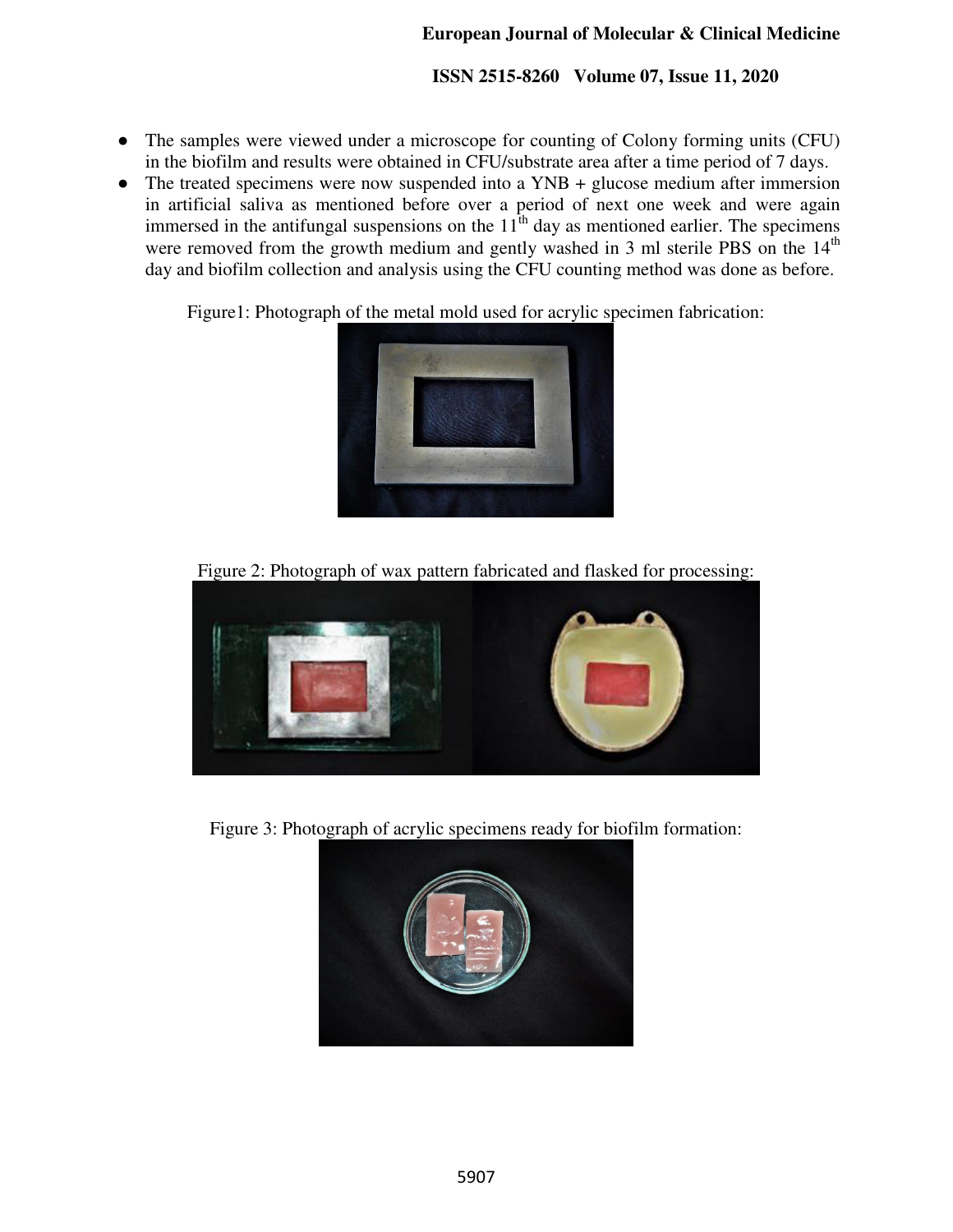- The samples were viewed under a microscope for counting of Colony forming units (CFU) in the biofilm and results were obtained in CFU/substrate area after a time period of 7 days.
- The treated specimens were now suspended into a YNB + glucose medium after immersion in artificial saliva as mentioned before over a period of next one week and were again immersed in the antifungal suspensions on the 11$^{th}$ day as mentioned earlier. The specimens were removed from the growth medium and gently washed in 3 ml sterile PBS on the 14$^{th}$ day and biofilm collection and analysis using the CFU counting method was done as before.

Figure1: Photograph of the metal mold used for acrylic specimen fabrication:

Figure 2: Photograph of wax pattern fabricated and flasked for processing:

Figure 3: Photograph of acrylic specimens ready for biofilm formation: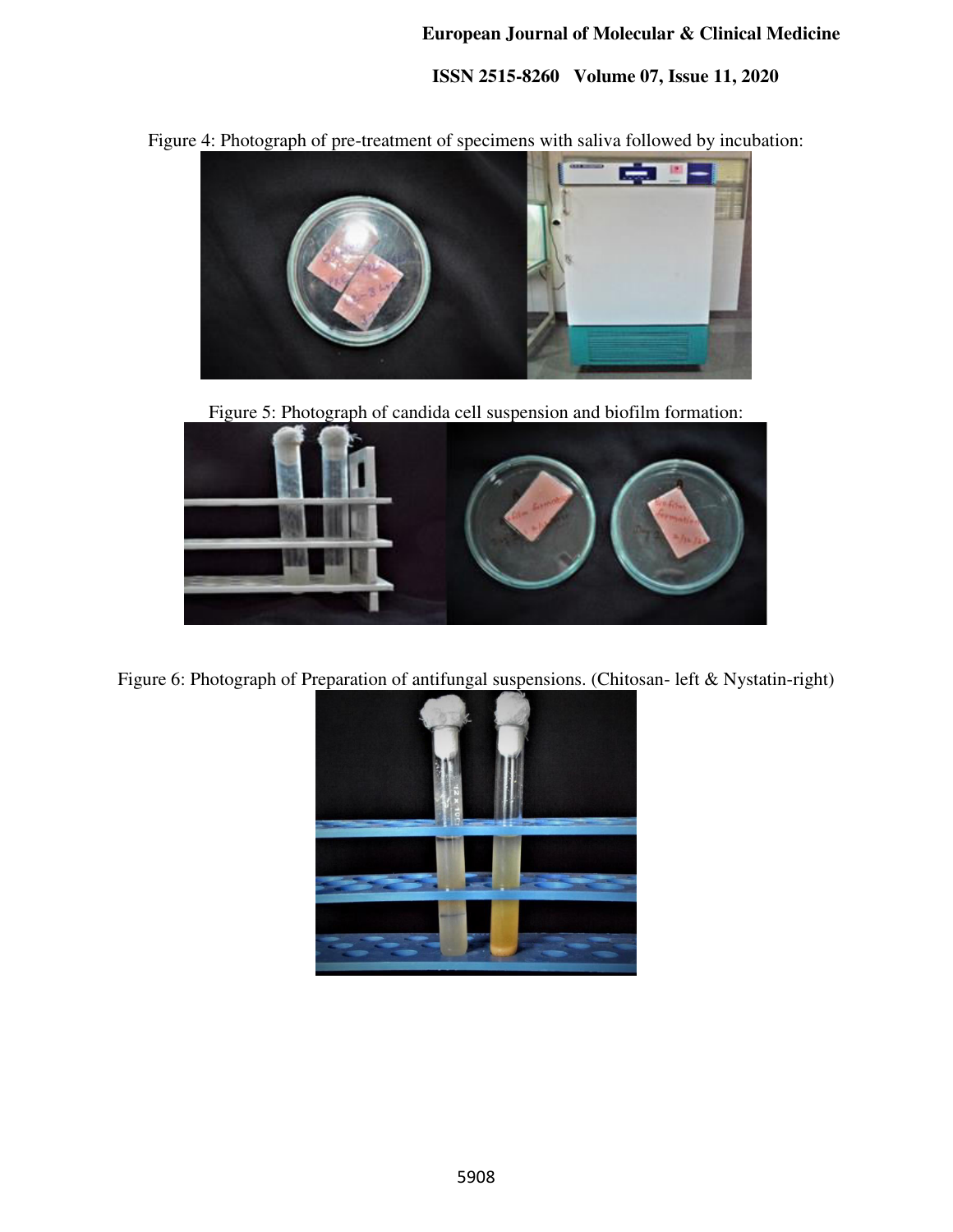Figure 4: Photograph of pre-treatment of specimens with saliva followed by incubation:

Figure 5: Photograph of candida cell suspension and biofilm formation:

Figure 6: Photograph of Preparation of antifungal suspensions. (Chitosan- left & Nystatin-right)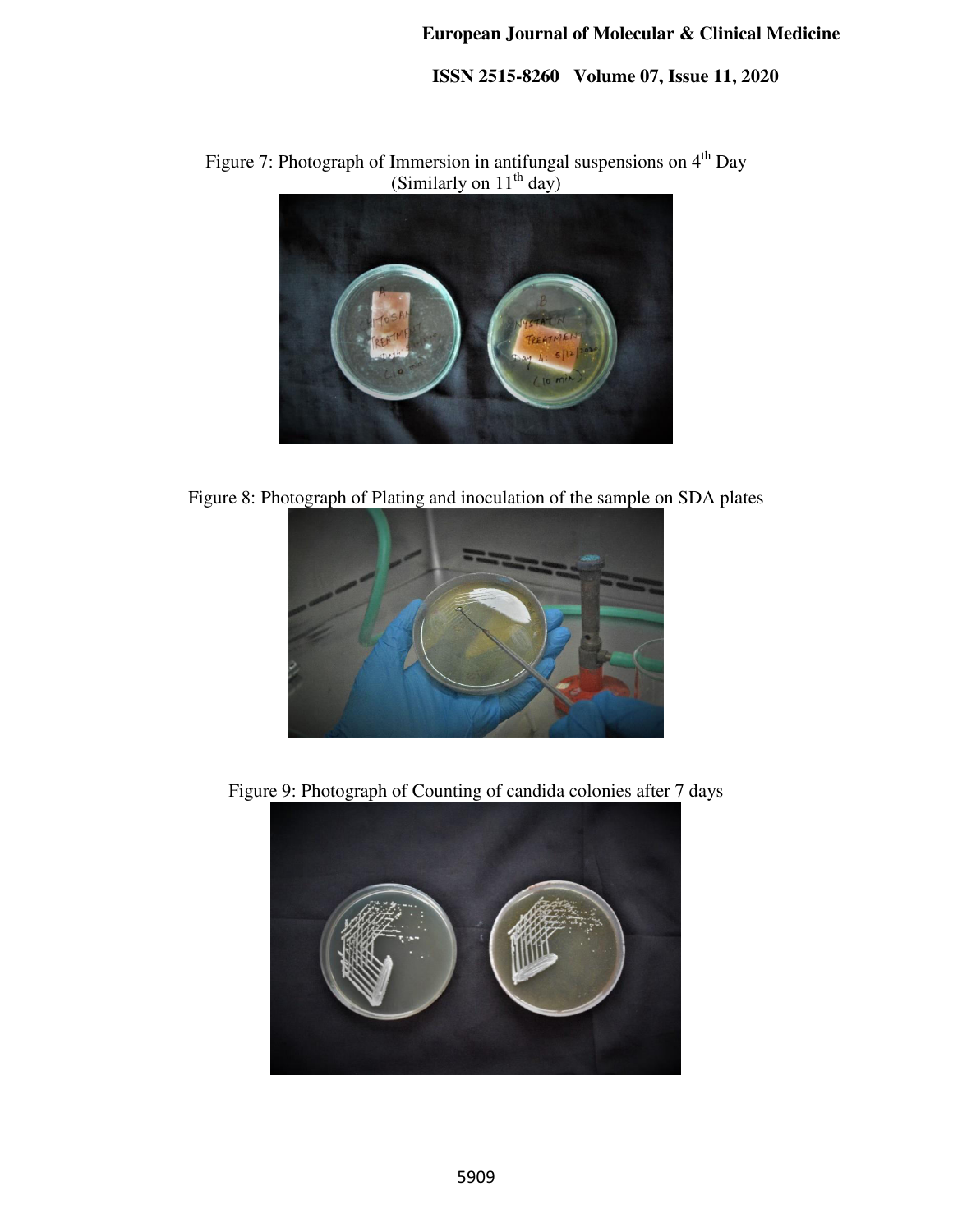Figure 7: Photograph of Immersion in antifungal suspensions on 4th Day (Similarly on 11th day)

Figure 8: Photograph of Plating and inoculation of the sample on SDA plates

Figure 9: Photograph of Counting of candida colonies after 7 days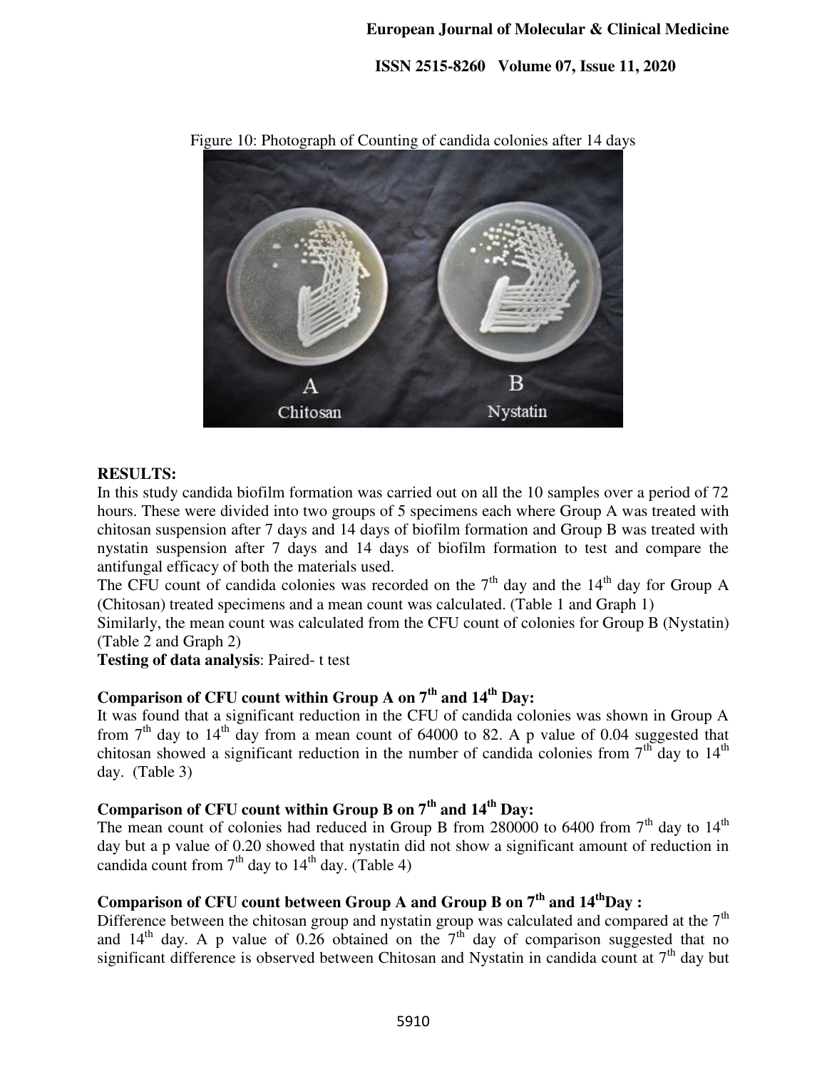Figure 10: Photograph of Counting of candida colonies after 14 days

## RESULTS:

In this study candida biofilm formation was carried out on all the 10 samples over a period of 72 hours. These were divided into two groups of 5 specimens each where Group A was treated with chitosan suspension after 7 days and 14 days of biofilm formation and Group B was treated with nystatin suspension after 7 days and 14 days of biofilm formation to test and compare the antifungal efficacy of both the materials used.

The CFU count of candida colonies was recorded on the 7th day and the 14th day for Group A (Chitosan) treated specimens and a mean count was calculated. (Table 1 and Graph 1)

Similarly, the mean count was calculated from the CFU count of colonies for Group B (Nystatin) (Table 2 and Graph 2)

**Testing of data analysis**: Paired- t test

### Comparison of CFU count within Group A on 7th and 14th Day:

It was found that a significant reduction in the CFU of candida colonies was shown in Group A from 7th day to 14th day from a mean count of 64000 to 82. A p value of 0.04 suggested that chitosan showed a significant reduction in the number of candida colonies from 7th day to 14th day. (Table 3)

### Comparison of CFU count within Group B on 7th and 14th Day:

The mean count of colonies had reduced in Group B from 280000 to 6400 from 7th day to 14th day but a p value of 0.20 showed that nystatin did not show a significant amount of reduction in candida count from 7th day to 14th day. (Table 4)

### Comparison of CFU count between Group A and Group B on 7th and 14th Day :

Difference between the chitosan group and nystatin group was calculated and compared at the 7th and 14th day. A p value of 0.26 obtained on the 7th day of comparison suggested that no significant difference is observed between Chitosan and Nystatin in candida count at 7th day but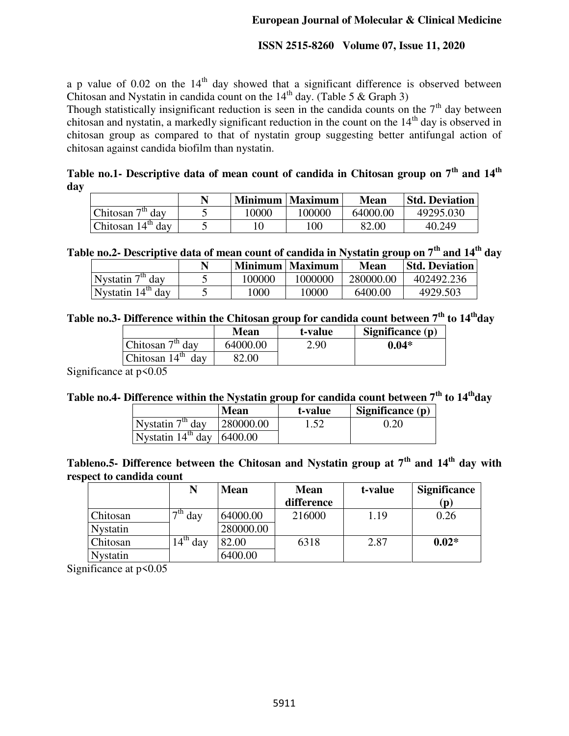a p value of 0.02 on the 14th day showed that a significant difference is observed between Chitosan and Nystatin in candida count on the 14th day. (Table 5 & Graph 3)

Though statistically insignificant reduction is seen in the candida counts on the 7th day between chitosan and nystatin, a markedly significant reduction in the count on the 14th day is observed in chitosan group as compared to that of nystatin group suggesting better antifungal action of chitosan against candida biofilm than nystatin.

**Table no.1- Descriptive data of mean count of candida in Chitosan group on 7th and 14th day**

| | N | Minimum | Maximum | Mean | Std. Deviation |
|---|---|---|---|---|---|
| Chitosan 7th day | 5 | 10000 | 100000 | 64000.00 | 49295.030 |
| Chitosan 14th day | 5 | 10 | 100 | 82.00 | 40.249 |

**Table no.2- Descriptive data of mean count of candida in Nystatin group on 7th and 14th day**

| | N | Minimum | Maximum | Mean | Std. Deviation |
|---|---|---|---|---|---|
| Nystatin 7th day | 5 | 100000 | 1000000 | 280000.00 | 402492.236 |
| Nystatin 14th day | 5 | 1000 | 10000 | 6400.00 | 4929.503 |

**Table no.3- Difference within the Chitosan group for candida count between 7th to 14thday**

| | Mean | t-value | Significance (p) |
|---|---|---|---|
| Chitosan 7th day | 64000.00 | 2.90 | **0.04*** |
| Chitosan 14th day | 82.00 | | |

Significance at $p<0.05$

**Table no.4- Difference within the Nystatin group for candida count between 7th to 14thday**

| | Mean | t-value | Significance (p) |
|---|---|---|---|
| Nystatin 7th day | 280000.00 | 1.52 | 0.20 |
| Nystatin 14th day | 6400.00 | | |

**Tableno.5- Difference between the Chitosan and Nystatin group at 7th and 14th day with respect to candida count**

| | N | Mean | Mean difference | t-value | Significance (p) |
|---|---|---|---|---|---|
| Chitosan | 7th day | 64000.00 | 216000 | 1.19 | 0.26 |
| Nystatin | | 280000.00 | | | |
| Chitosan | 14th day | 82.00 | 6318 | 2.87 | **0.02*** |
| Nystatin | | 6400.00 | | | |

Significance at $p<0.05$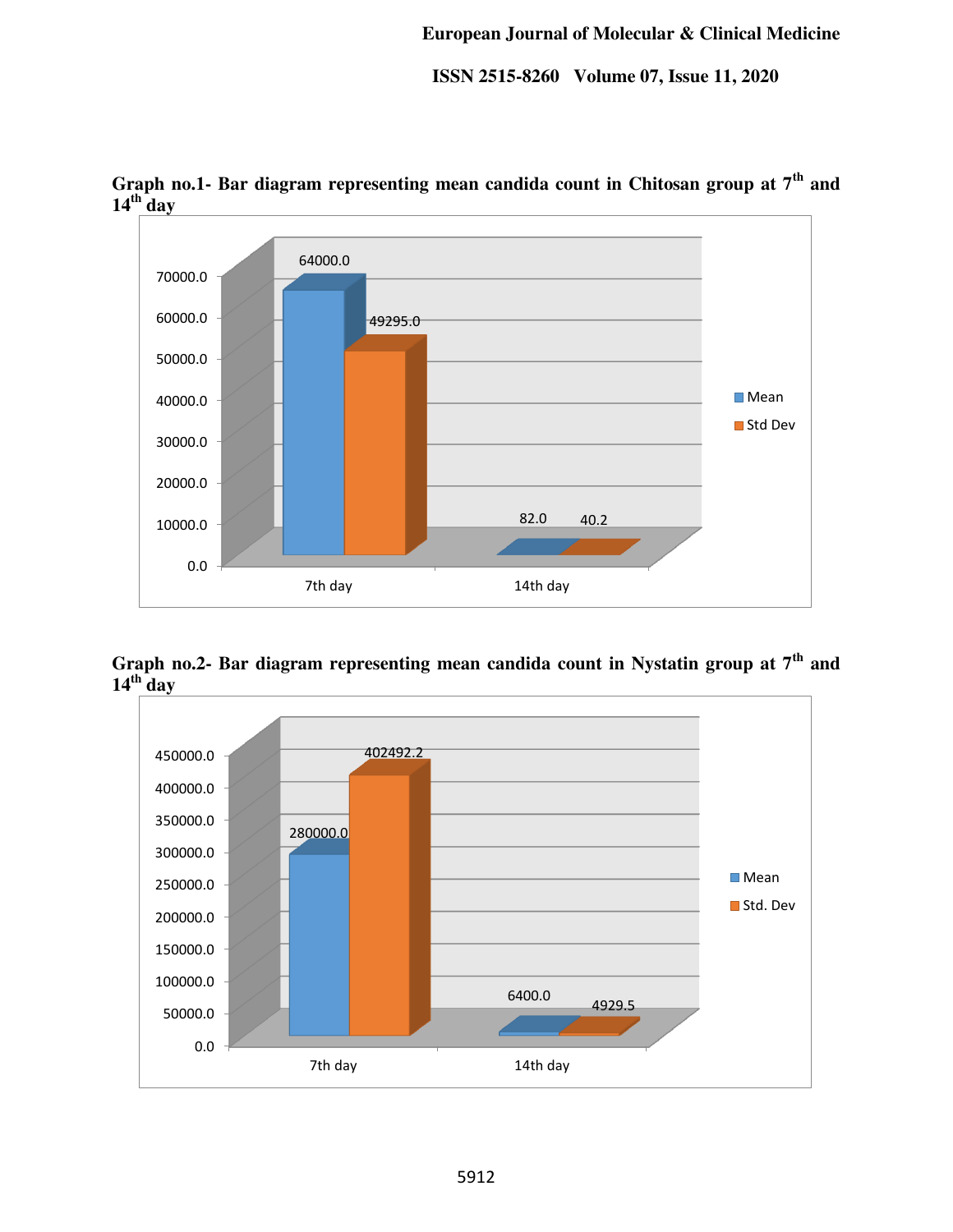**Graph no.1- Bar diagram representing mean candida count in Chitosan group at 7th and 14th day**

| | Mean | Std Dev |
|---|---|---|
| 7th day | 64000.0 | 49295.0 |
| 14th day | 82.0 | 40.2 |

**Graph no.2- Bar diagram representing mean candida count in Nystatin group at 7th and 14th day**

| | Mean | Std. Dev |
|---|---|---|
| 7th day | 280000.0 | 402492.2 |
| 14th day | 6400.0 | 4929.5 |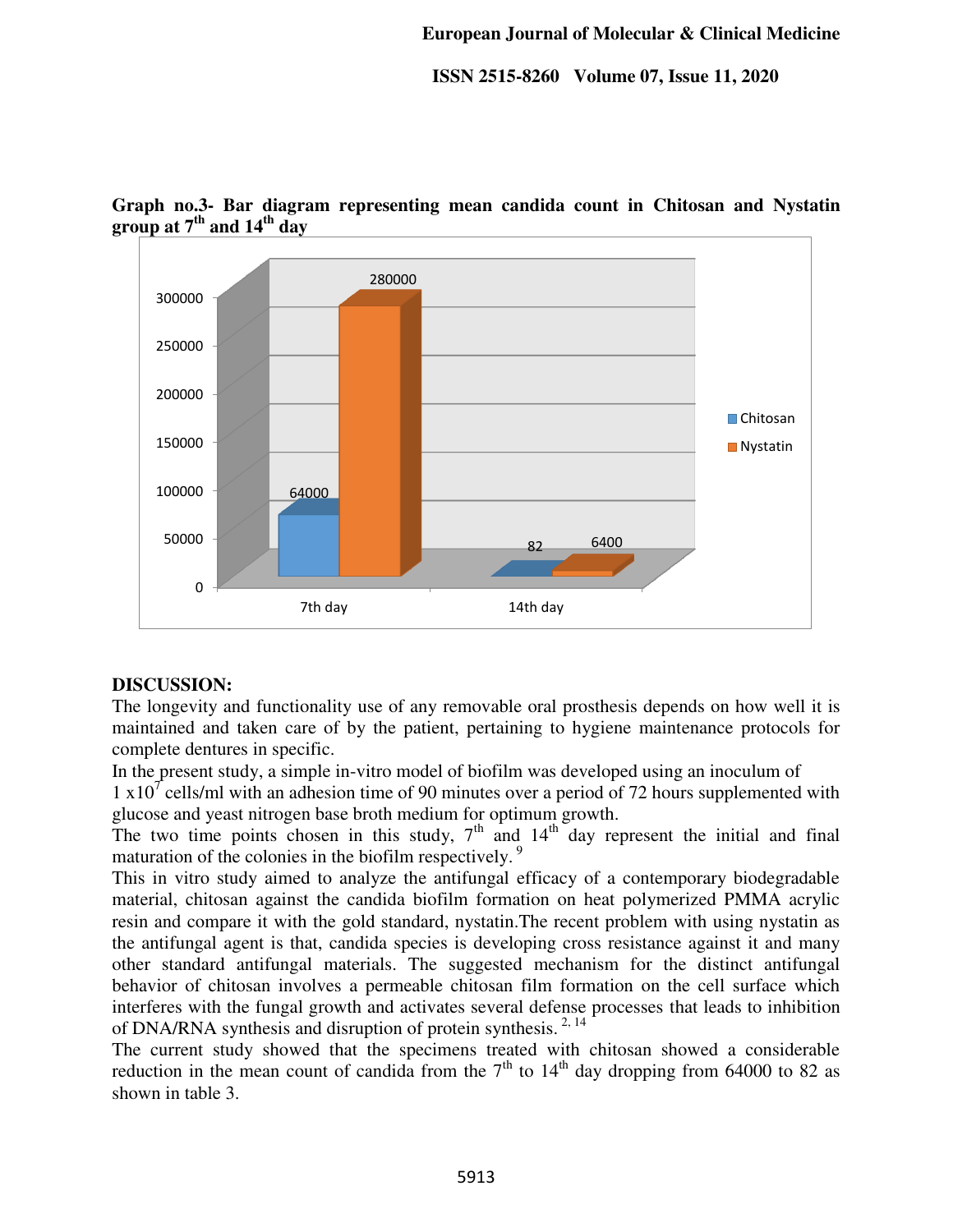**Graph no.3- Bar diagram representing mean candida count in Chitosan and Nystatin group at 7th and 14th day**

## DISCUSSION:

The longevity and functionality use of any removable oral prosthesis depends on how well it is maintained and taken care of by the patient, pertaining to hygiene maintenance protocols for complete dentures in specific.

In the present study, a simple in-vitro model of biofilm was developed using an inoculum of $1 \times 10^7$ cells/ml with an adhesion time of 90 minutes over a period of 72 hours supplemented with glucose and yeast nitrogen base broth medium for optimum growth.

The two time points chosen in this study, 7th and 14th day represent the initial and final maturation of the colonies in the biofilm respectively. [9]

This in vitro study aimed to analyze the antifungal efficacy of a contemporary biodegradable material, chitosan against the candida biofilm formation on heat polymerized PMMA acrylic resin and compare it with the gold standard, nystatin.The recent problem with using nystatin as the antifungal agent is that, candida species is developing cross resistance against it and many other standard antifungal materials. The suggested mechanism for the distinct antifungal behavior of chitosan involves a permeable chitosan film formation on the cell surface which interferes with the fungal growth and activates several defense processes that leads to inhibition of DNA/RNA synthesis and disruption of protein synthesis. [2, 14]

The current study showed that the specimens treated with chitosan showed a considerable reduction in the mean count of candida from the 7th to 14th day dropping from 64000 to 82 as shown in table 3.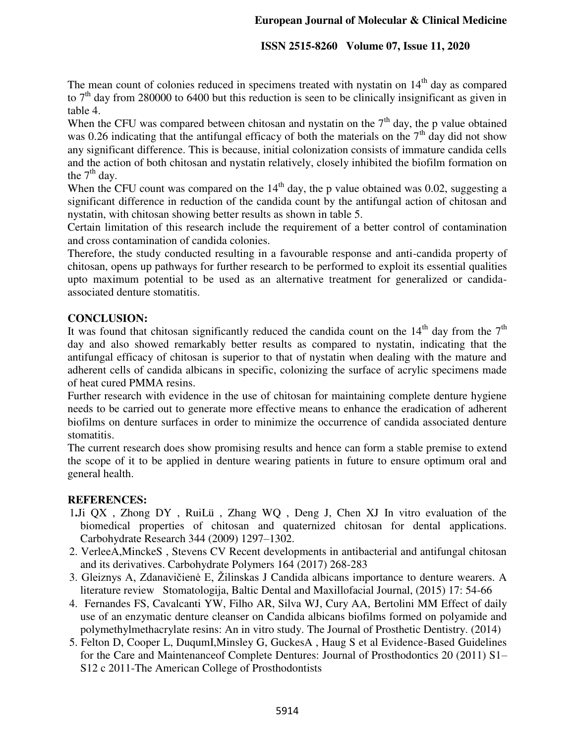The mean count of colonies reduced in specimens treated with nystatin on 14$^{th}$ day as compared to 7$^{th}$ day from 280000 to 6400 but this reduction is seen to be clinically insignificant as given in table 4.

When the CFU was compared between chitosan and nystatin on the 7$^{th}$ day, the p value obtained was 0.26 indicating that the antifungal efficacy of both the materials on the 7$^{th}$ day did not show any significant difference. This is because, initial colonization consists of immature candida cells and the action of both chitosan and nystatin relatively, closely inhibited the biofilm formation on the 7$^{th}$ day.

When the CFU count was compared on the 14$^{th}$ day, the p value obtained was 0.02, suggesting a significant difference in reduction of the candida count by the antifungal action of chitosan and nystatin, with chitosan showing better results as shown in table 5.

Certain limitation of this research include the requirement of a better control of contamination and cross contamination of candida colonies.

Therefore, the study conducted resulting in a favourable response and anti-candida property of chitosan, opens up pathways for further research to be performed to exploit its essential qualities upto maximum potential to be used as an alternative treatment for generalized or candida-associated denture stomatitis.

## CONCLUSION:

It was found that chitosan significantly reduced the candida count on the 14$^{th}$ day from the 7$^{th}$ day and also showed remarkably better results as compared to nystatin, indicating that the antifungal efficacy of chitosan is superior to that of nystatin when dealing with the mature and adherent cells of candida albicans in specific, colonizing the surface of acrylic specimens made of heat cured PMMA resins.

Further research with evidence in the use of chitosan for maintaining complete denture hygiene needs to be carried out to generate more effective means to enhance the eradication of adherent biofilms on denture surfaces in order to minimize the occurrence of candida associated denture stomatitis.

The current research does show promising results and hence can form a stable premise to extend the scope of it to be applied in denture wearing patients in future to ensure optimum oral and general health.

## REFERENCES:

1. Ji QX , Zhong DY , RuiLü , Zhang WQ , Deng J, Chen XJ In vitro evaluation of the biomedical properties of chitosan and quaternized chitosan for dental applications. Carbohydrate Research 344 (2009) 1297–1302.
2. VerleeA,MinckeS , Stevens CV Recent developments in antibacterial and antifungal chitosan and its derivatives. Carbohydrate Polymers 164 (2017) 268-283
3. Gleiznys A, Zdanavičienė E, Žilinskas J Candida albicans importance to denture wearers. A literature review Stomatologija, Baltic Dental and Maxillofacial Journal, (2015) 17: 54-66
4. Fernandes FS, Cavalcanti YW, Filho AR, Silva WJ, Cury AA, Bertolini MM Effect of daily use of an enzymatic denture cleanser on Candida albicans biofilms formed on polyamide and polymethylmethacrylate resins: An in vitro study. The Journal of Prosthetic Dentistry. (2014)
5. Felton D, Cooper L, DuqumI,Minsley G, GuckesA , Haug S et al Evidence-Based Guidelines for the Care and Maintenanceof Complete Dentures: Journal of Prosthodontics 20 (2011) S1–S12 c 2011-The American College of Prosthodontists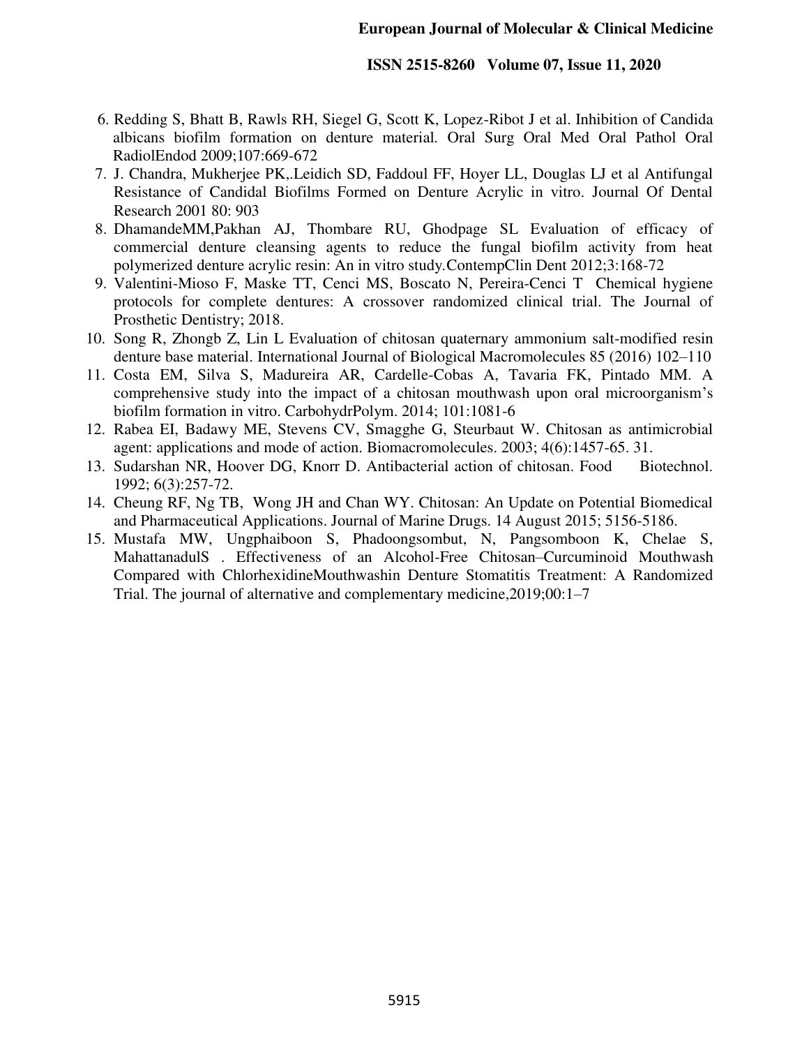6. Redding S, Bhatt B, Rawls RH, Siegel G, Scott K, Lopez-Ribot J et al. Inhibition of Candida albicans biofilm formation on denture material. Oral Surg Oral Med Oral Pathol Oral RadiolEndod 2009;107:669-672
7. J. Chandra, Mukherjee PK,.Leidich SD, Faddoul FF, Hoyer LL, Douglas LJ et al Antifungal Resistance of Candidal Biofilms Formed on Denture Acrylic in vitro. Journal Of Dental Research 2001 80: 903
8. DhamandeMM,Pakhan AJ, Thombare RU, Ghodpage SL Evaluation of efficacy of commercial denture cleansing agents to reduce the fungal biofilm activity from heat polymerized denture acrylic resin: An in vitro study.ContempClin Dent 2012;3:168-72
9. Valentini-Mioso F, Maske TT, Cenci MS, Boscato N, Pereira-Cenci T Chemical hygiene protocols for complete dentures: A crossover randomized clinical trial. The Journal of Prosthetic Dentistry; 2018.
10. Song R, Zhongb Z, Lin L Evaluation of chitosan quaternary ammonium salt-modified resin denture base material. International Journal of Biological Macromolecules 85 (2016) 102–110
11. Costa EM, Silva S, Madureira AR, Cardelle-Cobas A, Tavaria FK, Pintado MM. A comprehensive study into the impact of a chitosan mouthwash upon oral microorganism's biofilm formation in vitro. CarbohydrPolym. 2014; 101:1081-6
12. Rabea EI, Badawy ME, Stevens CV, Smagghe G, Steurbaut W. Chitosan as antimicrobial agent: applications and mode of action. Biomacromolecules. 2003; 4(6):1457-65. 31.
13. Sudarshan NR, Hoover DG, Knorr D. Antibacterial action of chitosan. Food Biotechnol. 1992; 6(3):257-72.
14. Cheung RF, Ng TB, Wong JH and Chan WY. Chitosan: An Update on Potential Biomedical and Pharmaceutical Applications. Journal of Marine Drugs. 14 August 2015; 5156-5186.
15. Mustafa MW, Ungphaiboon S, Phadoongsombut, N, Pangsomboon K, Chelae S, MahattanadulS . Effectiveness of an Alcohol-Free Chitosan–Curcuminoid Mouthwash Compared with ChlorhexidineMouthwashin Denture Stomatitis Treatment: A Randomized Trial. The journal of alternative and complementary medicine,2019;00:1–7